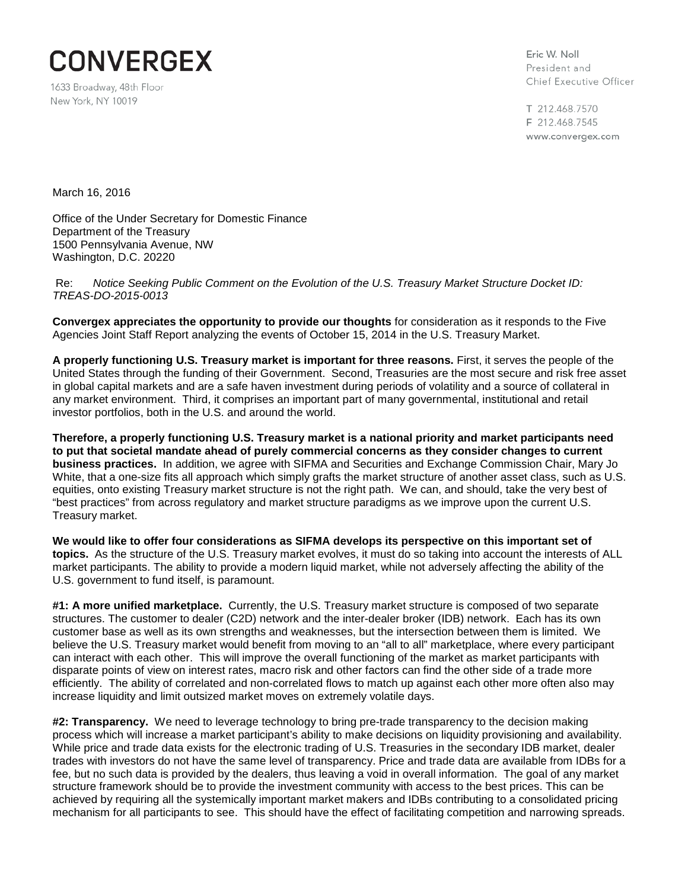# CONVERGEX

1633 Broadway, 48th Floor
New York, NY 10019

Eric W. Noll
President and
Chief Executive Officer

T 212.468.7570
F 212.468.7545
www.convergex.com

March 16, 2016

Office of the Under Secretary for Domestic Finance
Department of the Treasury
1500 Pennsylvania Avenue, NW
Washington, D.C. 20220

Re: *Notice Seeking Public Comment on the Evolution of the U.S. Treasury Market Structure Docket ID: TREAS-DO-2015-0013*

**Convergex appreciates the opportunity to provide our thoughts** for consideration as it responds to the Five Agencies Joint Staff Report analyzing the events of October 15, 2014 in the U.S. Treasury Market.

**A properly functioning U.S. Treasury market is important for three reasons.** First, it serves the people of the United States through the funding of their Government. Second, Treasuries are the most secure and risk free asset in global capital markets and are a safe haven investment during periods of volatility and a source of collateral in any market environment. Third, it comprises an important part of many governmental, institutional and retail investor portfolios, both in the U.S. and around the world.

**Therefore, a properly functioning U.S. Treasury market is a national priority and market participants need to put that societal mandate ahead of purely commercial concerns as they consider changes to current business practices.** In addition, we agree with SIFMA and Securities and Exchange Commission Chair, Mary Jo White, that a one-size fits all approach which simply grafts the market structure of another asset class, such as U.S. equities, onto existing Treasury market structure is not the right path. We can, and should, take the very best of "best practices" from across regulatory and market structure paradigms as we improve upon the current U.S. Treasury market.

**We would like to offer four considerations as SIFMA develops its perspective on this important set of topics.** As the structure of the U.S. Treasury market evolves, it must do so taking into account the interests of ALL market participants. The ability to provide a modern liquid market, while not adversely affecting the ability of the U.S. government to fund itself, is paramount.

**#1: A more unified marketplace.** Currently, the U.S. Treasury market structure is composed of two separate structures. The customer to dealer (C2D) network and the inter-dealer broker (IDB) network. Each has its own customer base as well as its own strengths and weaknesses, but the intersection between them is limited. We believe the U.S. Treasury market would benefit from moving to an "all to all" marketplace, where every participant can interact with each other. This will improve the overall functioning of the market as market participants with disparate points of view on interest rates, macro risk and other factors can find the other side of a trade more efficiently. The ability of correlated and non-correlated flows to match up against each other more often also may increase liquidity and limit outsized market moves on extremely volatile days.

**#2: Transparency.** We need to leverage technology to bring pre-trade transparency to the decision making process which will increase a market participant's ability to make decisions on liquidity provisioning and availability. While price and trade data exists for the electronic trading of U.S. Treasuries in the secondary IDB market, dealer trades with investors do not have the same level of transparency. Price and trade data are available from IDBs for a fee, but no such data is provided by the dealers, thus leaving a void in overall information. The goal of any market structure framework should be to provide the investment community with access to the best prices. This can be achieved by requiring all the systemically important market makers and IDBs contributing to a consolidated pricing mechanism for all participants to see. This should have the effect of facilitating competition and narrowing spreads.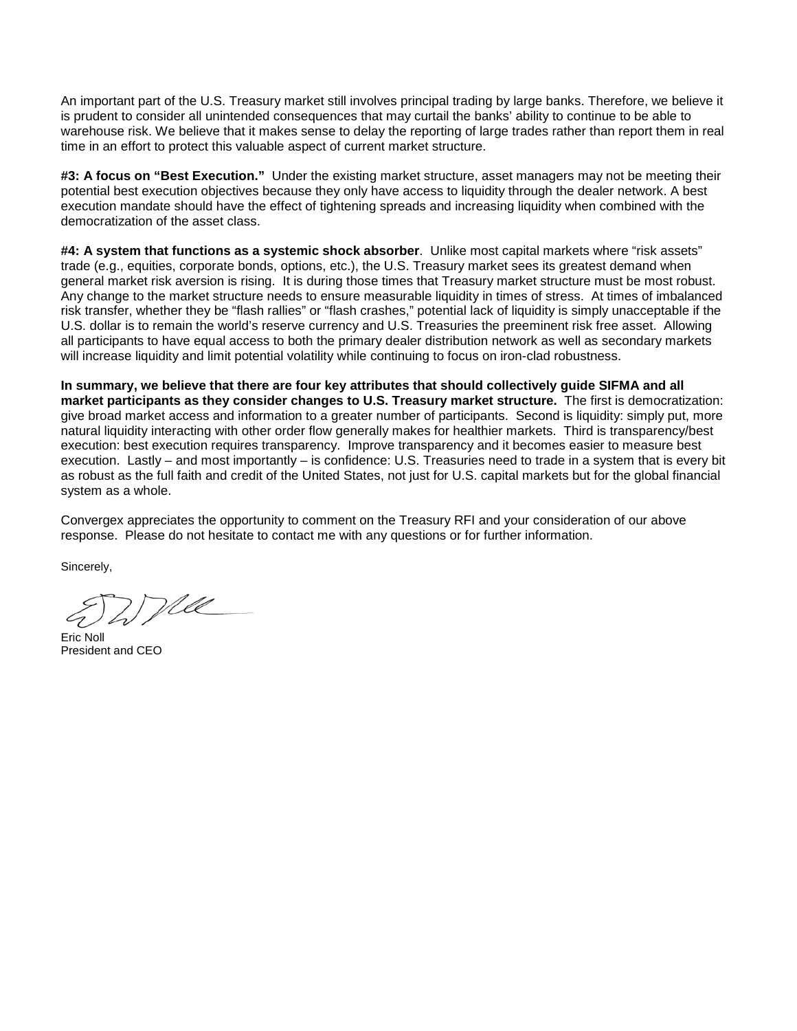An important part of the U.S. Treasury market still involves principal trading by large banks. Therefore, we believe it is prudent to consider all unintended consequences that may curtail the banks' ability to continue to be able to warehouse risk. We believe that it makes sense to delay the reporting of large trades rather than report them in real time in an effort to protect this valuable aspect of current market structure.

**#3: A focus on "Best Execution."** Under the existing market structure, asset managers may not be meeting their potential best execution objectives because they only have access to liquidity through the dealer network. A best execution mandate should have the effect of tightening spreads and increasing liquidity when combined with the democratization of the asset class.

**#4: A system that functions as a systemic shock absorber**. Unlike most capital markets where "risk assets" trade (e.g., equities, corporate bonds, options, etc.), the U.S. Treasury market sees its greatest demand when general market risk aversion is rising. It is during those times that Treasury market structure must be most robust. Any change to the market structure needs to ensure measurable liquidity in times of stress. At times of imbalanced risk transfer, whether they be "flash rallies" or "flash crashes," potential lack of liquidity is simply unacceptable if the U.S. dollar is to remain the world's reserve currency and U.S. Treasuries the preeminent risk free asset. Allowing all participants to have equal access to both the primary dealer distribution network as well as secondary markets will increase liquidity and limit potential volatility while continuing to focus on iron-clad robustness.

**In summary, we believe that there are four key attributes that should collectively guide SIFMA and all market participants as they consider changes to U.S. Treasury market structure.** The first is democratization: give broad market access and information to a greater number of participants. Second is liquidity: simply put, more natural liquidity interacting with other order flow generally makes for healthier markets. Third is transparency/best execution: best execution requires transparency. Improve transparency and it becomes easier to measure best execution. Lastly – and most importantly – is confidence: U.S. Treasuries need to trade in a system that is every bit as robust as the full faith and credit of the United States, not just for U.S. capital markets but for the global financial system as a whole.

Convergex appreciates the opportunity to comment on the Treasury RFI and your consideration of our above response. Please do not hesitate to contact me with any questions or for further information.

Sincerely,

Eric Noll
President and CEO